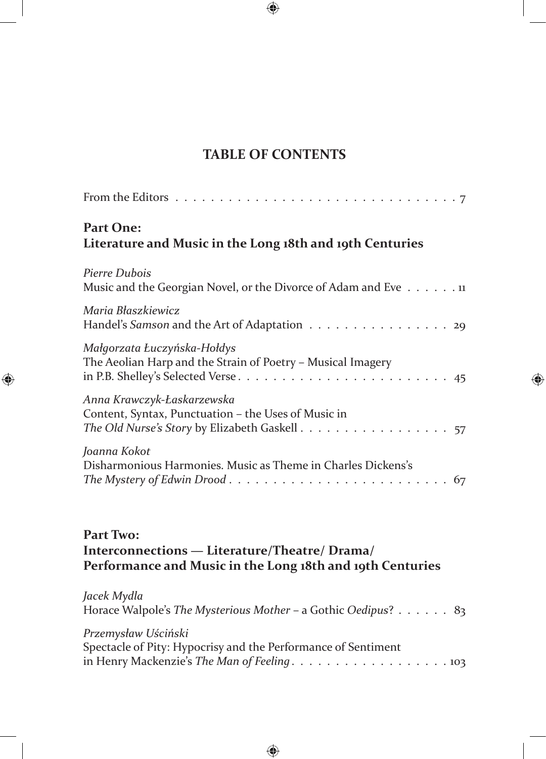# TABLE OF CONTENTS

From the Editors . . . . . . . . . . . . . . . . . . . . . . . . . . . . . . . . 7

## Part One:
## Literature and Music in the Long 18th and 19th Centuries

*Pierre Dubois*
Music and the Georgian Novel, or the Divorce of Adam and Eve . . . . . . 11

*Maria Błaszkiewicz*
Handel's *Samson* and the Art of Adaptation . . . . . . . . . . . . . . . . 29

*Małgorzata Łuczyńska-Hołdys*
The Aeolian Harp and the Strain of Poetry – Musical Imagery in P.B. Shelley's Selected Verse . . . . . . . . . . . . . . . . . . . . . . . . 45

*Anna Krawczyk-Łaskarzewska*
Content, Syntax, Punctuation – the Uses of Music in *The Old Nurse's Story* by Elizabeth Gaskell . . . . . . . . . . . . . . . . . 57

*Joanna Kokot*
Disharmonious Harmonies. Music as Theme in Charles Dickens's *The Mystery of Edwin Drood* . . . . . . . . . . . . . . . . . . . . . . . . . 67

## Part Two:
## Interconnections — Literature/Theatre/ Drama/ Performance and Music in the Long 18th and 19th Centuries

*Jacek Mydla*
Horace Walpole's *The Mysterious Mother* – a Gothic *Oedipus*? . . . . . . 83

*Przemysław Uściński*
Spectacle of Pity: Hypocrisy and the Performance of Sentiment in Henry Mackenzie's *The Man of Feeling* . . . . . . . . . . . . . . . . . . 103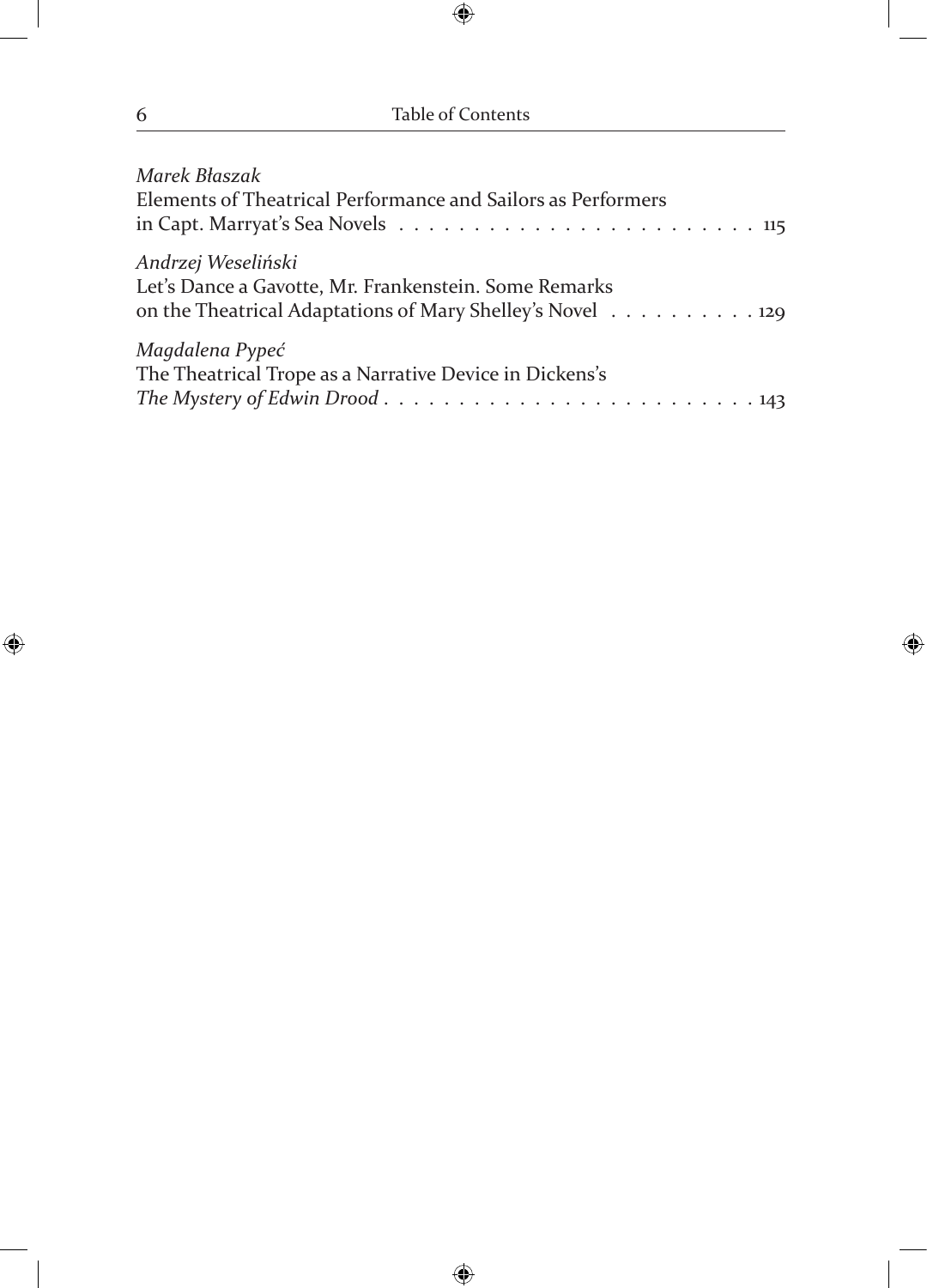*Marek Błaszak*
Elements of Theatrical Performance and Sailors as Performers in Capt. Marryat's Sea Novels . . . . . . . . . . . . . . . . . . . . . . . . . 115

*Andrzej Weseliński*
Let's Dance a Gavotte, Mr. Frankenstein. Some Remarks on the Theatrical Adaptations of Mary Shelley's Novel . . . . . . . . . . 129

*Magdalena Pypeć*
The Theatrical Trope as a Narrative Device in Dickens's *The Mystery of Edwin Drood* . . . . . . . . . . . . . . . . . . . . . . . . . 143